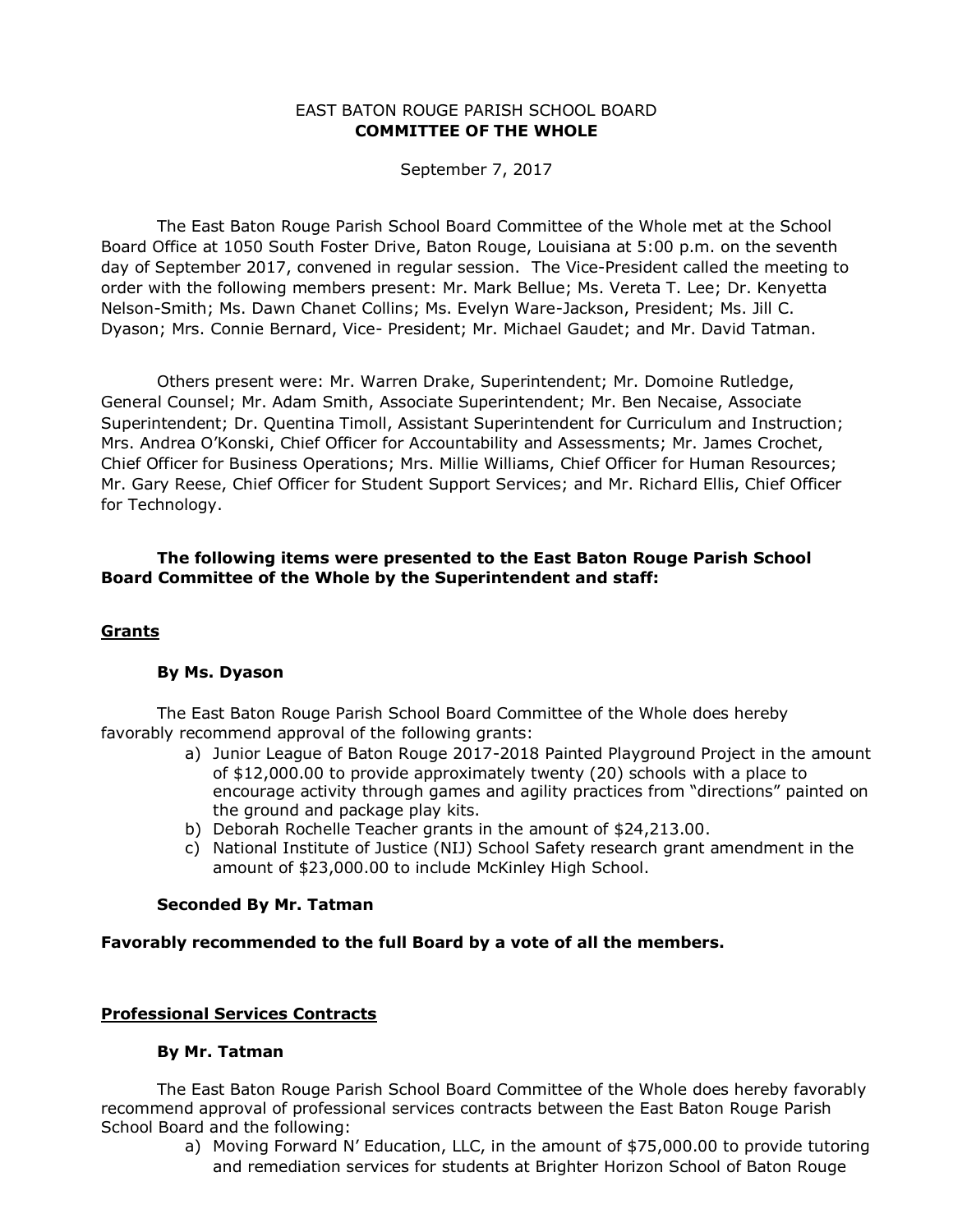EAST BATON ROUGE PARISH SCHOOL BOARD
**COMMITTEE OF THE WHOLE**

September 7, 2017

The East Baton Rouge Parish School Board Committee of the Whole met at the School Board Office at 1050 South Foster Drive, Baton Rouge, Louisiana at 5:00 p.m. on the seventh day of September 2017, convened in regular session. The Vice-President called the meeting to order with the following members present: Mr. Mark Bellue; Ms. Vereta T. Lee; Dr. Kenyetta Nelson-Smith; Ms. Dawn Chanet Collins; Ms. Evelyn Ware-Jackson, President; Ms. Jill C. Dyason; Mrs. Connie Bernard, Vice- President; Mr. Michael Gaudet; and Mr. David Tatman.

Others present were: Mr. Warren Drake, Superintendent; Mr. Domoine Rutledge, General Counsel; Mr. Adam Smith, Associate Superintendent; Mr. Ben Necaise, Associate Superintendent; Dr. Quentina Timoll, Assistant Superintendent for Curriculum and Instruction; Mrs. Andrea O'Konski, Chief Officer for Accountability and Assessments; Mr. James Crochet, Chief Officer for Business Operations; Mrs. Millie Williams, Chief Officer for Human Resources; Mr. Gary Reese, Chief Officer for Student Support Services; and Mr. Richard Ellis, Chief Officer for Technology.

**The following items were presented to the East Baton Rouge Parish School Board Committee of the Whole by the Superintendent and staff:**

## Grants

**By Ms. Dyason**

The East Baton Rouge Parish School Board Committee of the Whole does hereby favorably recommend approval of the following grants:

a) Junior League of Baton Rouge 2017-2018 Painted Playground Project in the amount of $12,000.00 to provide approximately twenty (20) schools with a place to encourage activity through games and agility practices from "directions" painted on the ground and package play kits.
b) Deborah Rochelle Teacher grants in the amount of $24,213.00.
c) National Institute of Justice (NIJ) School Safety research grant amendment in the amount of $23,000.00 to include McKinley High School.

**Seconded By Mr. Tatman**

**Favorably recommended to the full Board by a vote of all the members.**

## Professional Services Contracts

**By Mr. Tatman**

The East Baton Rouge Parish School Board Committee of the Whole does hereby favorably recommend approval of professional services contracts between the East Baton Rouge Parish School Board and the following:

a) Moving Forward N' Education, LLC, in the amount of $75,000.00 to provide tutoring and remediation services for students at Brighter Horizon School of Baton Rouge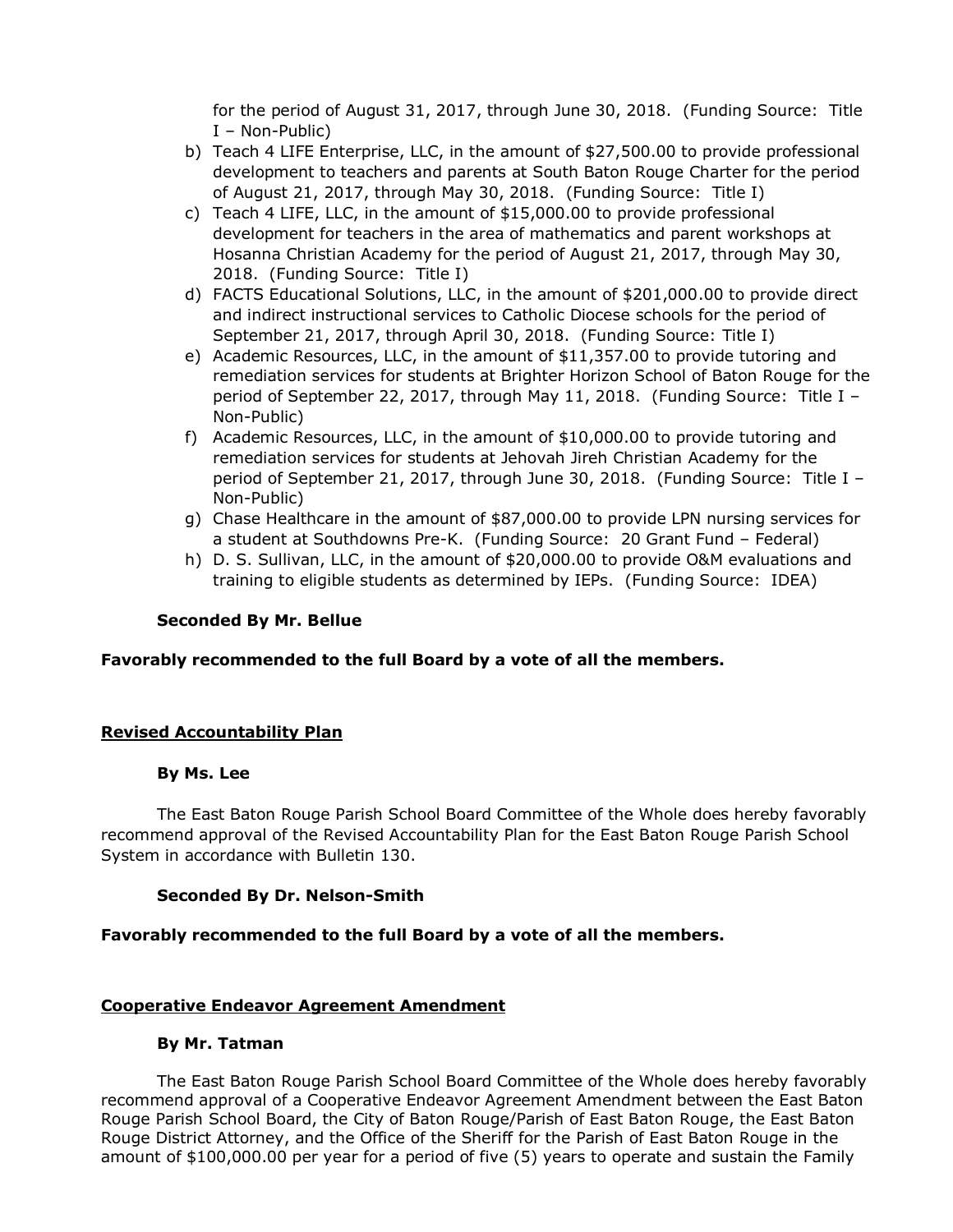for the period of August 31, 2017, through June 30, 2018. (Funding Source: Title I – Non-Public)

b) Teach 4 LIFE Enterprise, LLC, in the amount of $27,500.00 to provide professional development to teachers and parents at South Baton Rouge Charter for the period of August 21, 2017, through May 30, 2018. (Funding Source: Title I)

c) Teach 4 LIFE, LLC, in the amount of $15,000.00 to provide professional development for teachers in the area of mathematics and parent workshops at Hosanna Christian Academy for the period of August 21, 2017, through May 30, 2018. (Funding Source: Title I)

d) FACTS Educational Solutions, LLC, in the amount of $201,000.00 to provide direct and indirect instructional services to Catholic Diocese schools for the period of September 21, 2017, through April 30, 2018. (Funding Source: Title I)

e) Academic Resources, LLC, in the amount of $11,357.00 to provide tutoring and remediation services for students at Brighter Horizon School of Baton Rouge for the period of September 22, 2017, through May 11, 2018. (Funding Source: Title I – Non-Public)

f) Academic Resources, LLC, in the amount of $10,000.00 to provide tutoring and remediation services for students at Jehovah Jireh Christian Academy for the period of September 21, 2017, through June 30, 2018. (Funding Source: Title I – Non-Public)

g) Chase Healthcare in the amount of $87,000.00 to provide LPN nursing services for a student at Southdowns Pre-K. (Funding Source: 20 Grant Fund – Federal)

h) D. S. Sullivan, LLC, in the amount of $20,000.00 to provide O&M evaluations and training to eligible students as determined by IEPs. (Funding Source: IDEA)

**Seconded By Mr. Bellue**

**Favorably recommended to the full Board by a vote of all the members.**

**Revised Accountability Plan**

**By Ms. Lee**

The East Baton Rouge Parish School Board Committee of the Whole does hereby favorably recommend approval of the Revised Accountability Plan for the East Baton Rouge Parish School System in accordance with Bulletin 130.

**Seconded By Dr. Nelson-Smith**

**Favorably recommended to the full Board by a vote of all the members.**

**Cooperative Endeavor Agreement Amendment**

**By Mr. Tatman**

The East Baton Rouge Parish School Board Committee of the Whole does hereby favorably recommend approval of a Cooperative Endeavor Agreement Amendment between the East Baton Rouge Parish School Board, the City of Baton Rouge/Parish of East Baton Rouge, the East Baton Rouge District Attorney, and the Office of the Sheriff for the Parish of East Baton Rouge in the amount of $100,000.00 per year for a period of five (5) years to operate and sustain the Family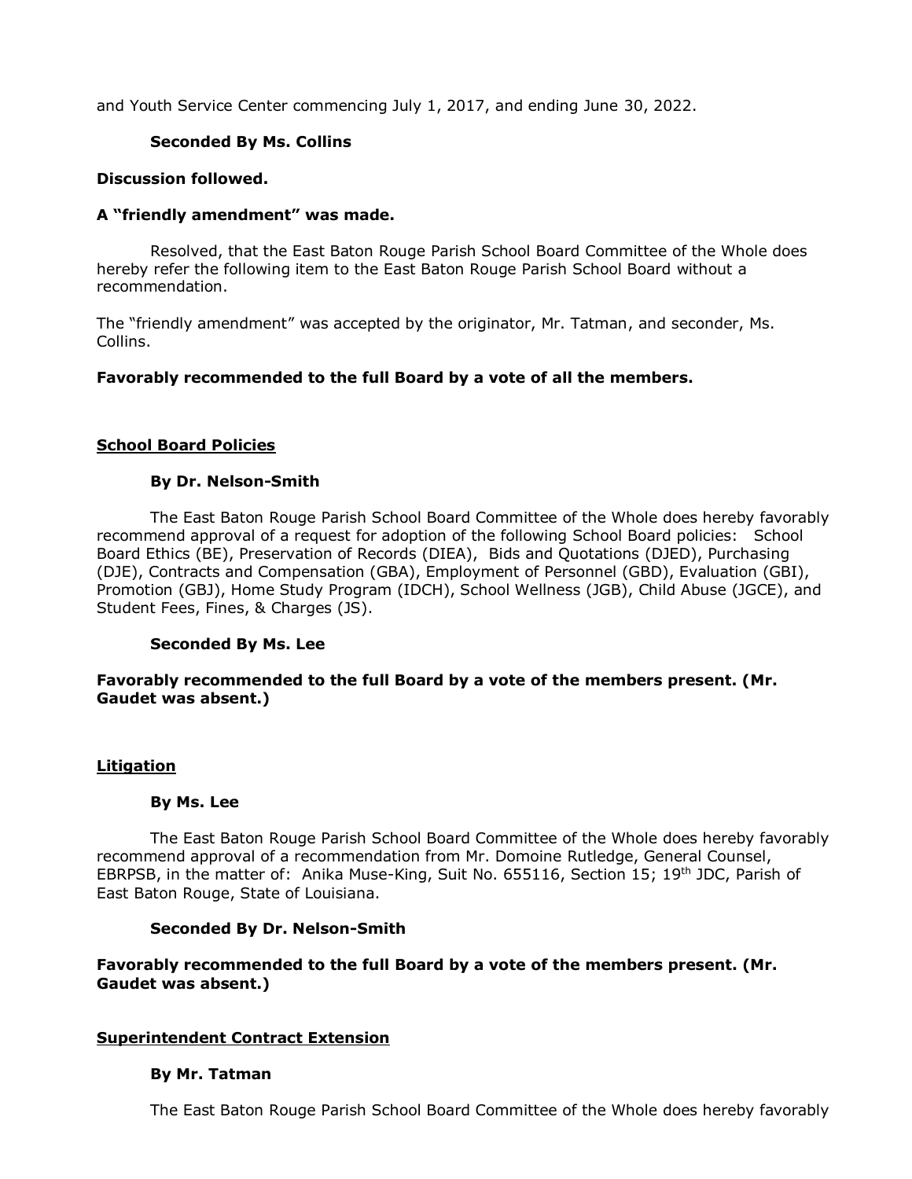and Youth Service Center commencing July 1, 2017, and ending June 30, 2022.

**Seconded By Ms. Collins**

**Discussion followed.**

**A "friendly amendment" was made.**

Resolved, that the East Baton Rouge Parish School Board Committee of the Whole does hereby refer the following item to the East Baton Rouge Parish School Board without a recommendation.

The "friendly amendment" was accepted by the originator, Mr. Tatman, and seconder, Ms. Collins.

**Favorably recommended to the full Board by a vote of all the members.**

**School Board Policies**

**By Dr. Nelson-Smith**

The East Baton Rouge Parish School Board Committee of the Whole does hereby favorably recommend approval of a request for adoption of the following School Board policies: School Board Ethics (BE), Preservation of Records (DIEA), Bids and Quotations (DJED), Purchasing (DJE), Contracts and Compensation (GBA), Employment of Personnel (GBD), Evaluation (GBI), Promotion (GBJ), Home Study Program (IDCH), School Wellness (JGB), Child Abuse (JGCE), and Student Fees, Fines, & Charges (JS).

**Seconded By Ms. Lee**

**Favorably recommended to the full Board by a vote of the members present. (Mr. Gaudet was absent.)**

**Litigation**

**By Ms. Lee**

The East Baton Rouge Parish School Board Committee of the Whole does hereby favorably recommend approval of a recommendation from Mr. Domoine Rutledge, General Counsel, EBRPSB, in the matter of: Anika Muse-King, Suit No. 655116, Section 15; 19th JDC, Parish of East Baton Rouge, State of Louisiana.

**Seconded By Dr. Nelson-Smith**

**Favorably recommended to the full Board by a vote of the members present. (Mr. Gaudet was absent.)**

**Superintendent Contract Extension**

**By Mr. Tatman**

The East Baton Rouge Parish School Board Committee of the Whole does hereby favorably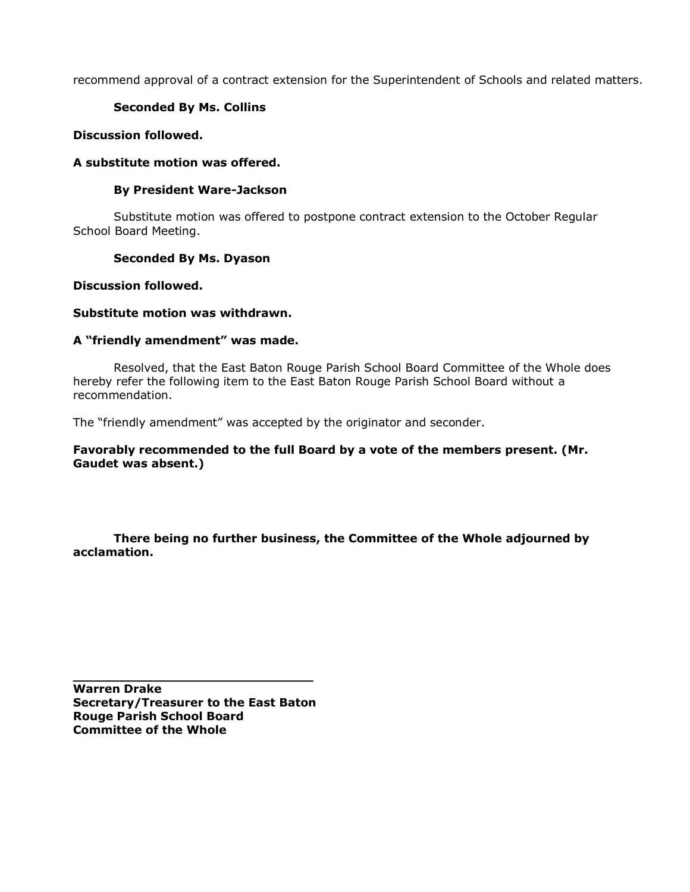recommend approval of a contract extension for the Superintendent of Schools and related matters.

**Seconded By Ms. Collins**

**Discussion followed.**

**A substitute motion was offered.**

**By President Ware-Jackson**

Substitute motion was offered to postpone contract extension to the October Regular School Board Meeting.

**Seconded By Ms. Dyason**

**Discussion followed.**

**Substitute motion was withdrawn.**

**A "friendly amendment" was made.**

Resolved, that the East Baton Rouge Parish School Board Committee of the Whole does hereby refer the following item to the East Baton Rouge Parish School Board without a recommendation.

The "friendly amendment" was accepted by the originator and seconder.

**Favorably recommended to the full Board by a vote of the members present. (Mr. Gaudet was absent.)**

**There being no further business, the Committee of the Whole adjourned by acclamation.**

______________________________

**Warren Drake**
**Secretary/Treasurer to the East Baton Rouge Parish School Board**
**Committee of the Whole**